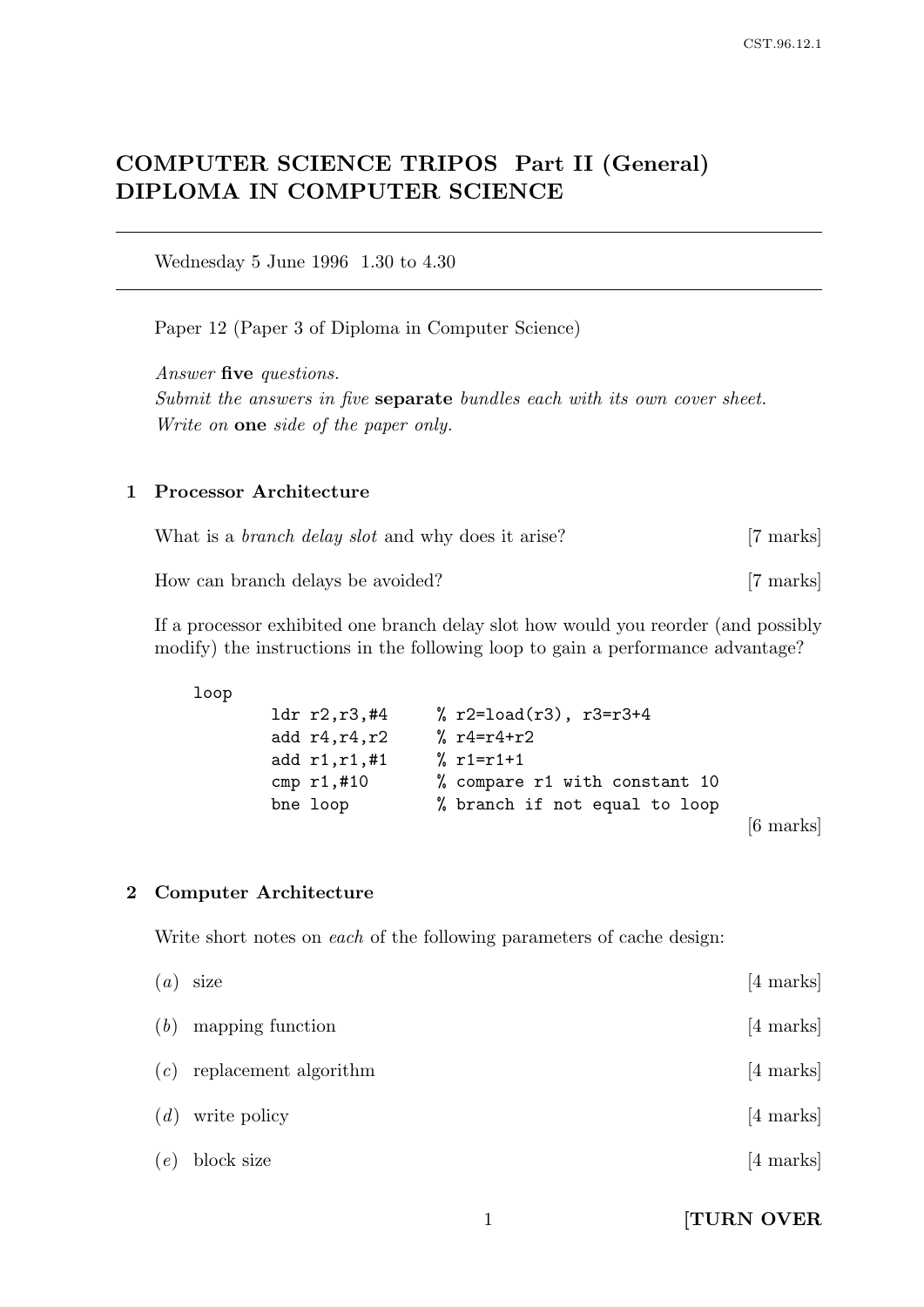# COMPUTER SCIENCE TRIPOS Part II (General)
# DIPLOMA IN COMPUTER SCIENCE

---

Wednesday 5 June 1996 1.30 to 4.30

---

Paper 12 (Paper 3 of Diploma in Computer Science)

*Answer* **five** *questions.*
*Submit the answers in five* **separate** *bundles each with its own cover sheet.*
*Write on* **one** *side of the paper only.*

## 1 Processor Architecture

What is a *branch delay slot* and why does it arise? [7 marks]

How can branch delays be avoided? [7 marks]

If a processor exhibited one branch delay slot how would you reorder (and possibly modify) the instructions in the following loop to gain a performance advantage?

```
loop
        ldr r2,r3,#4      % r2=load(r3), r3=r3+4
        add r4,r4,r2      % r4=r4+r2
        add r1,r1,#1      % r1=r1+1
        cmp r1,#10        % compare r1 with constant 10
        bne loop          % branch if not equal to loop
```

[6 marks]

## 2 Computer Architecture

Write short notes on *each* of the following parameters of cache design:

(*a*) size [4 marks]

(*b*) mapping function [4 marks]

(*c*) replacement algorithm [4 marks]

(*d*) write policy [4 marks]

(*e*) block size [4 marks]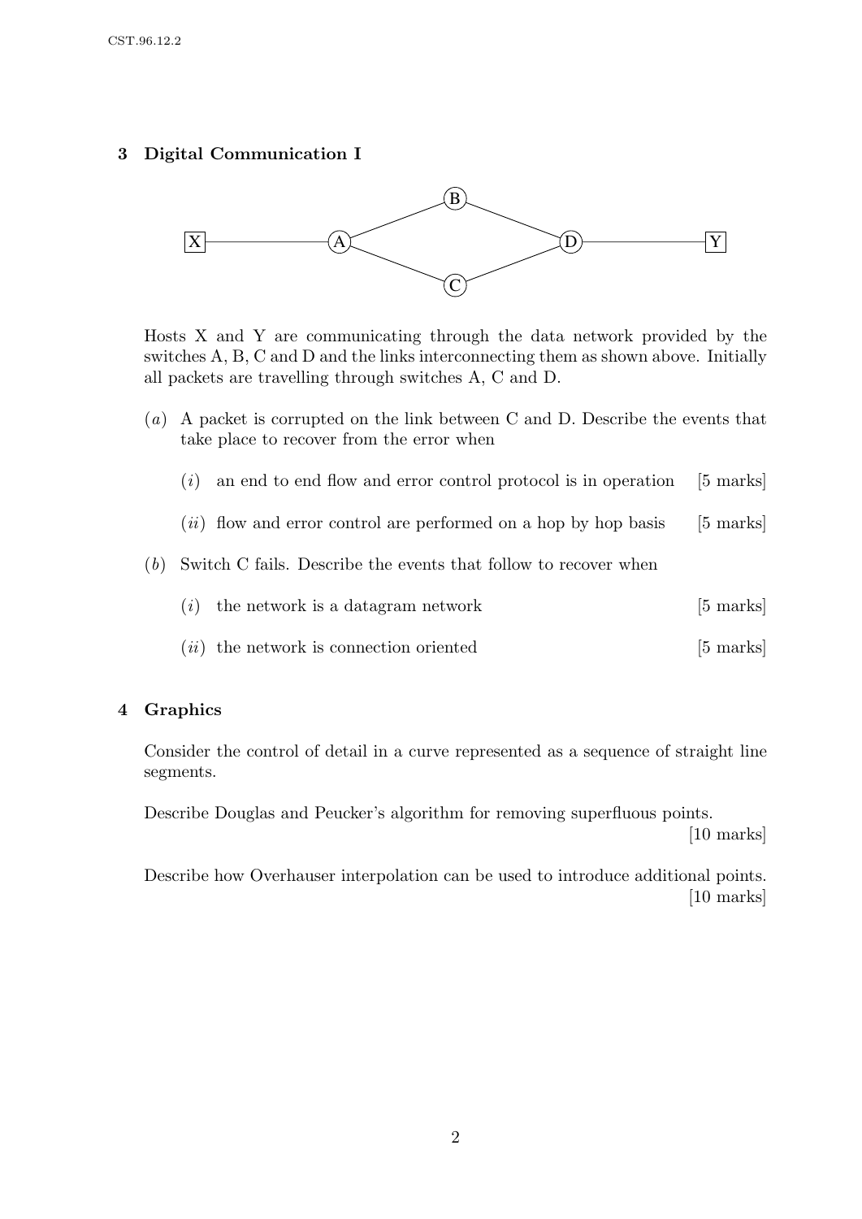## 3 Digital Communication I

Hosts X and Y are communicating through the data network provided by the switches A, B, C and D and the links interconnecting them as shown above. Initially all packets are travelling through switches A, C and D.

(*a*) A packet is corrupted on the link between C and D. Describe the events that take place to recover from the error when

(*i*) an end to end flow and error control protocol is in operation [5 marks]

(*ii*) flow and error control are performed on a hop by hop basis [5 marks]

(*b*) Switch C fails. Describe the events that follow to recover when

(*i*) the network is a datagram network [5 marks]

(*ii*) the network is connection oriented [5 marks]

## 4 Graphics

Consider the control of detail in a curve represented as a sequence of straight line segments.

Describe Douglas and Peucker's algorithm for removing superfluous points. [10 marks]

Describe how Overhauser interpolation can be used to introduce additional points. [10 marks]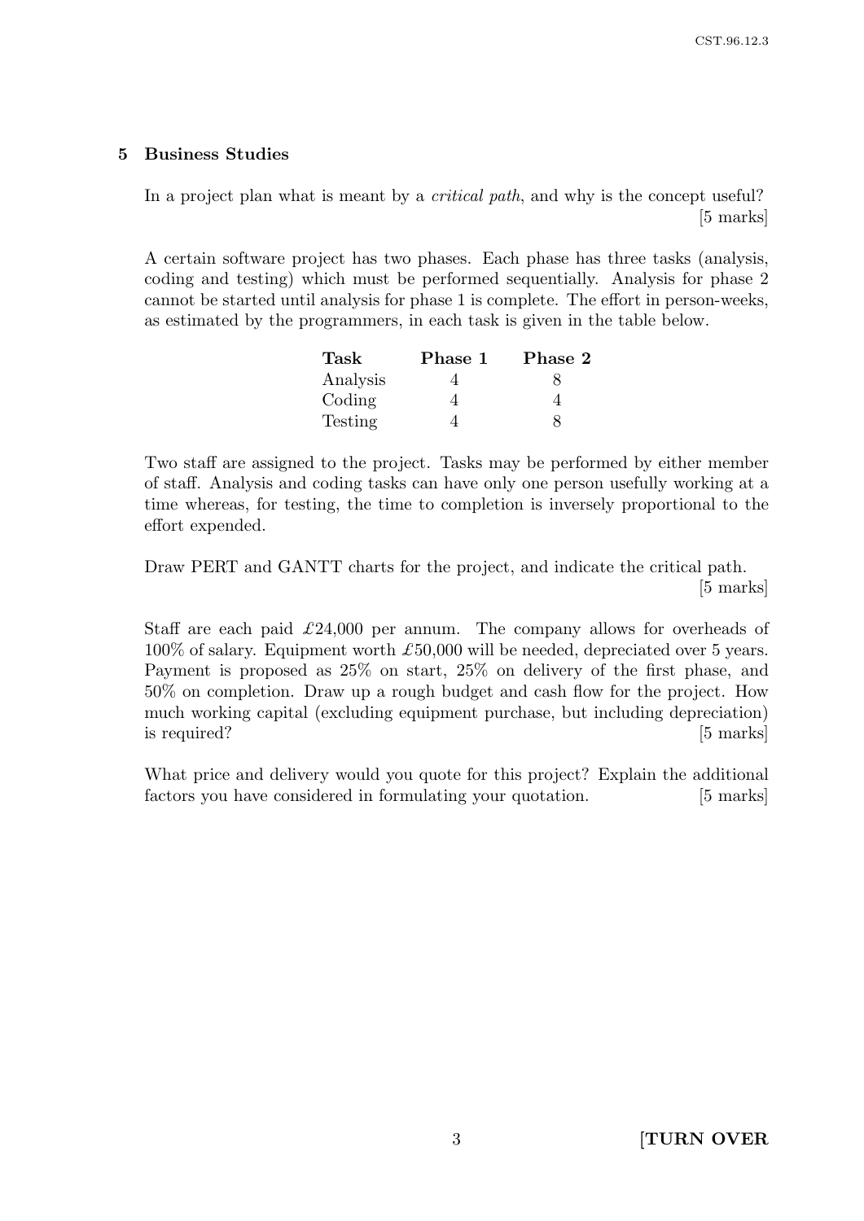## 5 Business Studies

In a project plan what is meant by a *critical path*, and why is the concept useful? [5 marks]

A certain software project has two phases. Each phase has three tasks (analysis, coding and testing) which must be performed sequentially. Analysis for phase 2 cannot be started until analysis for phase 1 is complete. The effort in person-weeks, as estimated by the programmers, in each task is given in the table below.

| Task | Phase 1 | Phase 2 |
|---|---|---|
| Analysis | 4 | 8 |
| Coding | 4 | 4 |
| Testing | 4 | 8 |

Two staff are assigned to the project. Tasks may be performed by either member of staff. Analysis and coding tasks can have only one person usefully working at a time whereas, for testing, the time to completion is inversely proportional to the effort expended.

Draw PERT and GANTT charts for the project, and indicate the critical path. [5 marks]

Staff are each paid £24,000 per annum. The company allows for overheads of 100% of salary. Equipment worth £50,000 will be needed, depreciated over 5 years. Payment is proposed as 25% on start, 25% on delivery of the first phase, and 50% on completion. Draw up a rough budget and cash flow for the project. How much working capital (excluding equipment purchase, but including depreciation) is required? [5 marks]

What price and delivery would you quote for this project? Explain the additional factors you have considered in formulating your quotation. [5 marks]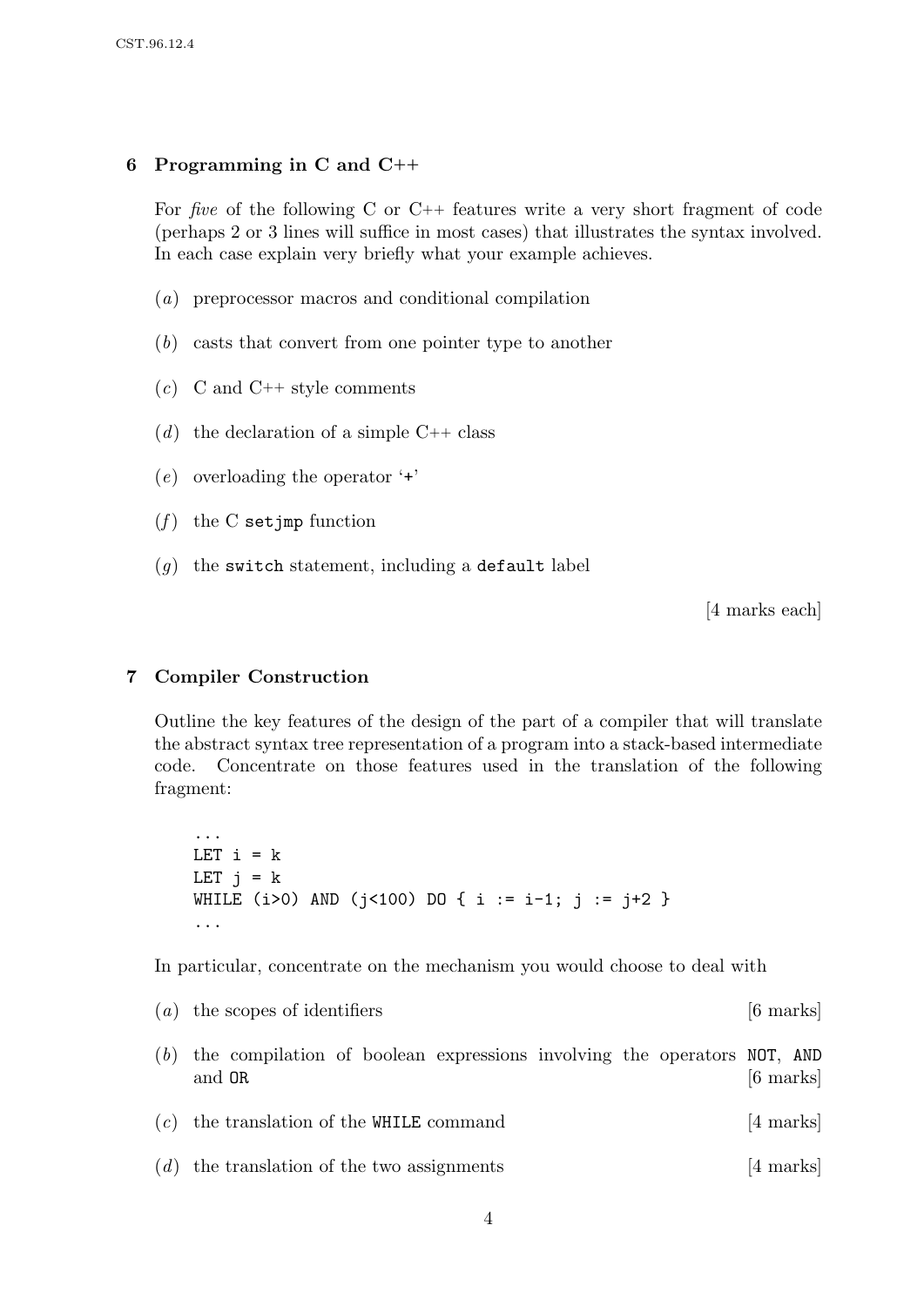## 6 Programming in C and C++

For *five* of the following C or C++ features write a very short fragment of code (perhaps 2 or 3 lines will suffice in most cases) that illustrates the syntax involved. In each case explain very briefly what your example achieves.

(*a*) preprocessor macros and conditional compilation

(*b*) casts that convert from one pointer type to another

(*c*) C and C++ style comments

(*d*) the declaration of a simple C++ class

(*e*) overloading the operator '`+`'

(*f*) the C `setjmp` function

(*g*) the `switch` statement, including a `default` label

[4 marks each]

## 7 Compiler Construction

Outline the key features of the design of the part of a compiler that will translate the abstract syntax tree representation of a program into a stack-based intermediate code. Concentrate on those features used in the translation of the following fragment:

```
...
LET i = k
LET j = k
WHILE (i>0) AND (j<100) DO { i := i-1; j := j+2 }
...
```

In particular, concentrate on the mechanism you would choose to deal with

(*a*) the scopes of identifiers [6 marks]

(*b*) the compilation of boolean expressions involving the operators `NOT`, `AND` and `OR` [6 marks]

(*c*) the translation of the `WHILE` command [4 marks]

(*d*) the translation of the two assignments [4 marks]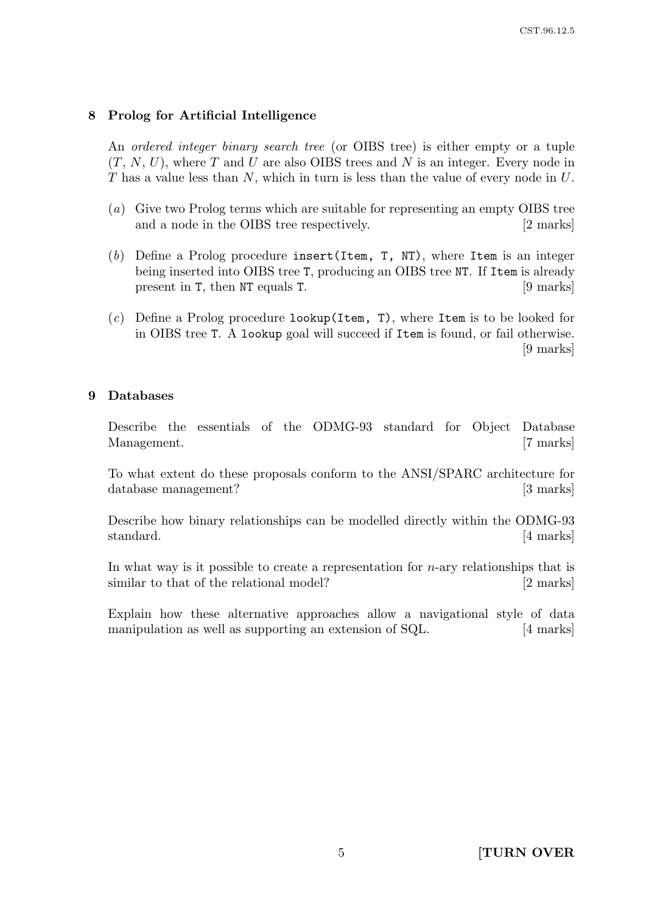## 8 Prolog for Artificial Intelligence

An *ordered integer binary search tree* (or OIBS tree) is either empty or a tuple $(T, N, U)$, where $T$ and $U$ are also OIBS trees and $N$ is an integer. Every node in $T$ has a value less than $N$, which in turn is less than the value of every node in $U$.

(*a*) Give two Prolog terms which are suitable for representing an empty OIBS tree and a node in the OIBS tree respectively. [2 marks]

(*b*) Define a Prolog procedure `insert(Item, T, NT)`, where `Item` is an integer being inserted into OIBS tree `T`, producing an OIBS tree `NT`. If `Item` is already present in `T`, then `NT` equals `T`. [9 marks]

(*c*) Define a Prolog procedure `lookup(Item, T)`, where `Item` is to be looked for in OIBS tree `T`. A `lookup` goal will succeed if `Item` is found, or fail otherwise. [9 marks]

## 9 Databases

Describe the essentials of the ODMG-93 standard for Object Database Management. [7 marks]

To what extent do these proposals conform to the ANSI/SPARC architecture for database management? [3 marks]

Describe how binary relationships can be modelled directly within the ODMG-93 standard. [4 marks]

In what way is it possible to create a representation for $n$-ary relationships that is similar to that of the relational model? [2 marks]

Explain how these alternative approaches allow a navigational style of data manipulation as well as supporting an extension of SQL. [4 marks]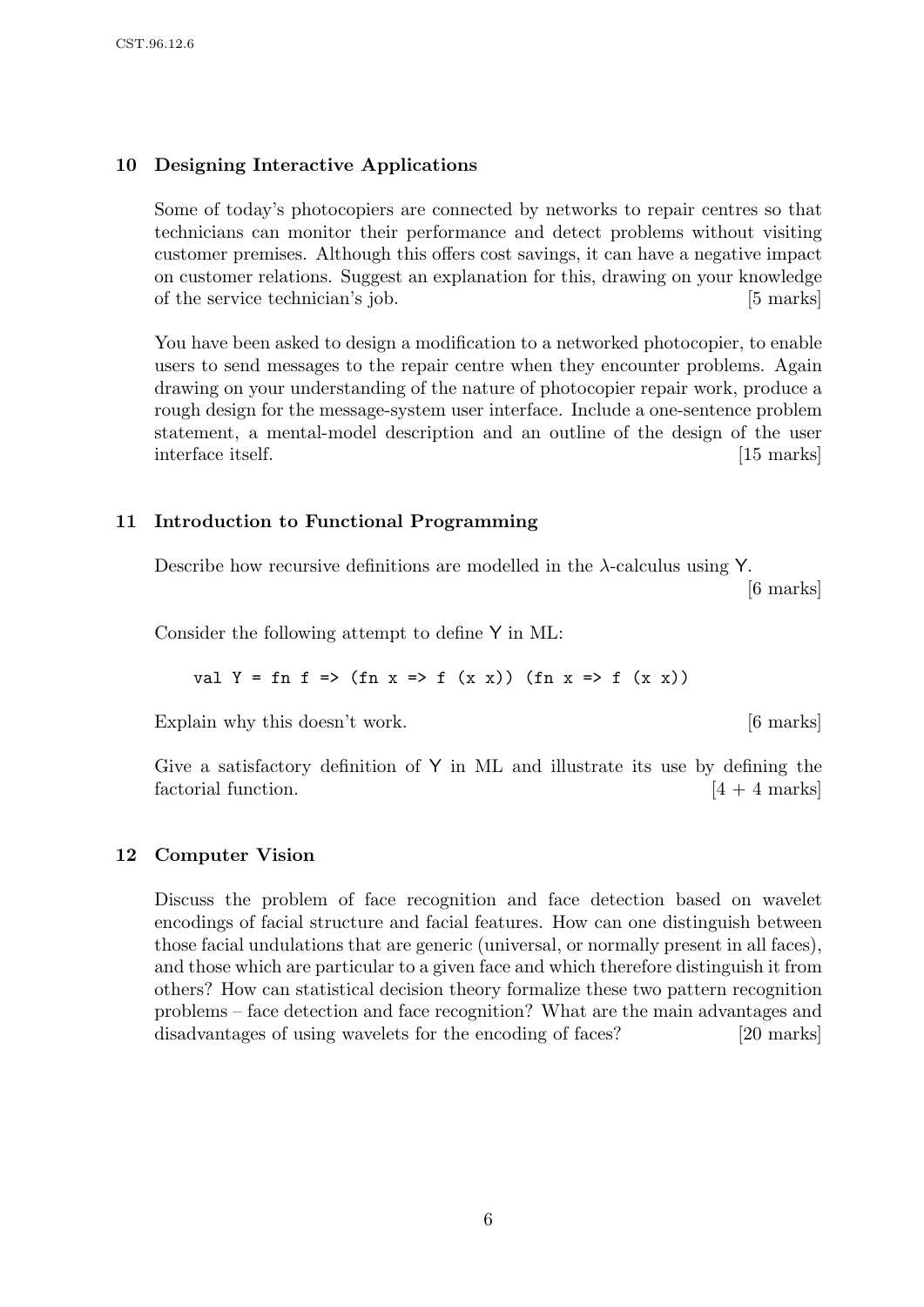## 10 Designing Interactive Applications

Some of today's photocopiers are connected by networks to repair centres so that technicians can monitor their performance and detect problems without visiting customer premises. Although this offers cost savings, it can have a negative impact on customer relations. Suggest an explanation for this, drawing on your knowledge of the service technician's job. [5 marks]

You have been asked to design a modification to a networked photocopier, to enable users to send messages to the repair centre when they encounter problems. Again drawing on your understanding of the nature of photocopier repair work, produce a rough design for the message-system user interface. Include a one-sentence problem statement, a mental-model description and an outline of the design of the user interface itself. [15 marks]

## 11 Introduction to Functional Programming

Describe how recursive definitions are modelled in the $\lambda$-calculus using Y. [6 marks]

Consider the following attempt to define Y in ML:

```
val Y = fn f => (fn x => f (x x)) (fn x => f (x x))
```

Explain why this doesn't work. [6 marks]

Give a satisfactory definition of Y in ML and illustrate its use by defining the factorial function. [4 + 4 marks]

## 12 Computer Vision

Discuss the problem of face recognition and face detection based on wavelet encodings of facial structure and facial features. How can one distinguish between those facial undulations that are generic (universal, or normally present in all faces), and those which are particular to a given face and which therefore distinguish it from others? How can statistical decision theory formalize these two pattern recognition problems – face detection and face recognition? What are the main advantages and disadvantages of using wavelets for the encoding of faces? [20 marks]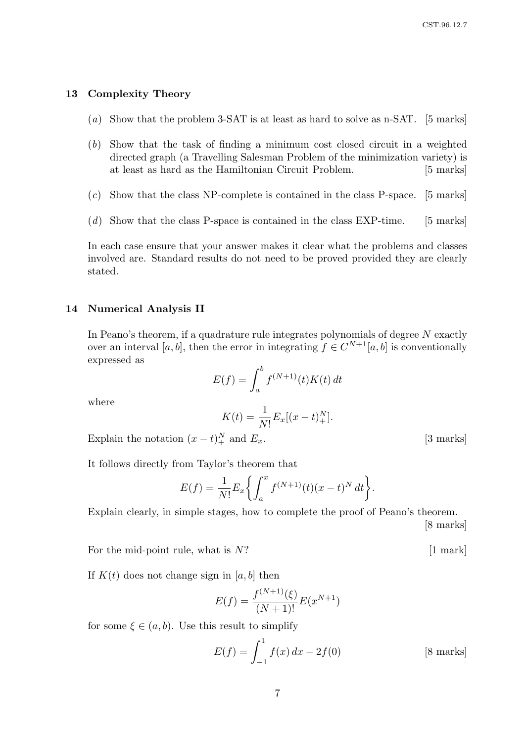## 13 Complexity Theory

(*a*) Show that the problem 3-SAT is at least as hard to solve as n-SAT. [5 marks]

(*b*) Show that the task of finding a minimum cost closed circuit in a weighted directed graph (a Travelling Salesman Problem of the minimization variety) is at least as hard as the Hamiltonian Circuit Problem. [5 marks]

(*c*) Show that the class NP-complete is contained in the class P-space. [5 marks]

(*d*) Show that the class P-space is contained in the class EXP-time. [5 marks]

In each case ensure that your answer makes it clear what the problems and classes involved are. Standard results do not need to be proved provided they are clearly stated.

## 14 Numerical Analysis II

In Peano's theorem, if a quadrature rule integrates polynomials of degree $N$ exactly over an interval $[a, b]$, then the error in integrating $f \in C^{N+1}[a, b]$ is conventionally expressed as

$$E(f) = \int_a^b f^{(N+1)}(t)K(t)\,dt$$

where

$$K(t) = \frac{1}{N!}E_x[(x - t)_+^N].$$

Explain the notation $(x - t)_+^N$ and $E_x$. [3 marks]

It follows directly from Taylor's theorem that

$$E(f) = \frac{1}{N!}E_x\left\{\int_a^x f^{(N+1)}(t)(x - t)^N\,dt\right\}.$$

Explain clearly, in simple stages, how to complete the proof of Peano's theorem. [8 marks]

For the mid-point rule, what is $N$? [1 mark]

If $K(t)$ does not change sign in $[a, b]$ then

$$E(f) = \frac{f^{(N+1)}(\xi)}{(N+1)!}E(x^{N+1})$$

for some $\xi \in (a, b)$. Use this result to simplify

$$E(f) = \int_{-1}^{1} f(x)\,dx - 2f(0)$$

[8 marks]